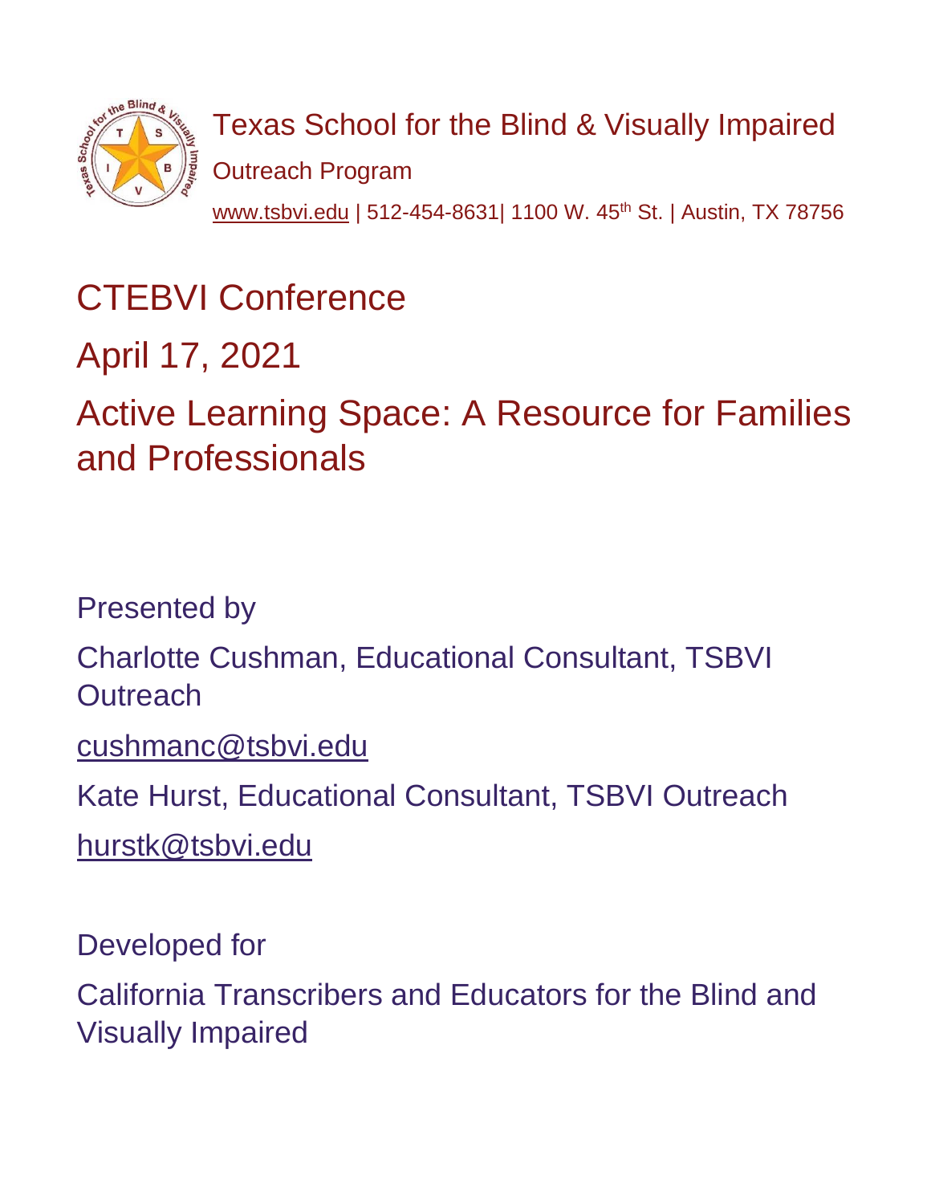Texas School for the Blind & Visually Impaired

Outreach Program

www.tsbvi.edu | 512-454-8631| 1100 W. 45th St. | Austin, TX 78756

# CTEBVI Conference

## April 17, 2021

## Active Learning Space: A Resource for Families and Professionals

Presented by

Charlotte Cushman, Educational Consultant, TSBVI Outreach

cushmanc@tsbvi.edu

Kate Hurst, Educational Consultant, TSBVI Outreach

hurstk@tsbvi.edu

Developed for

California Transcribers and Educators for the Blind and Visually Impaired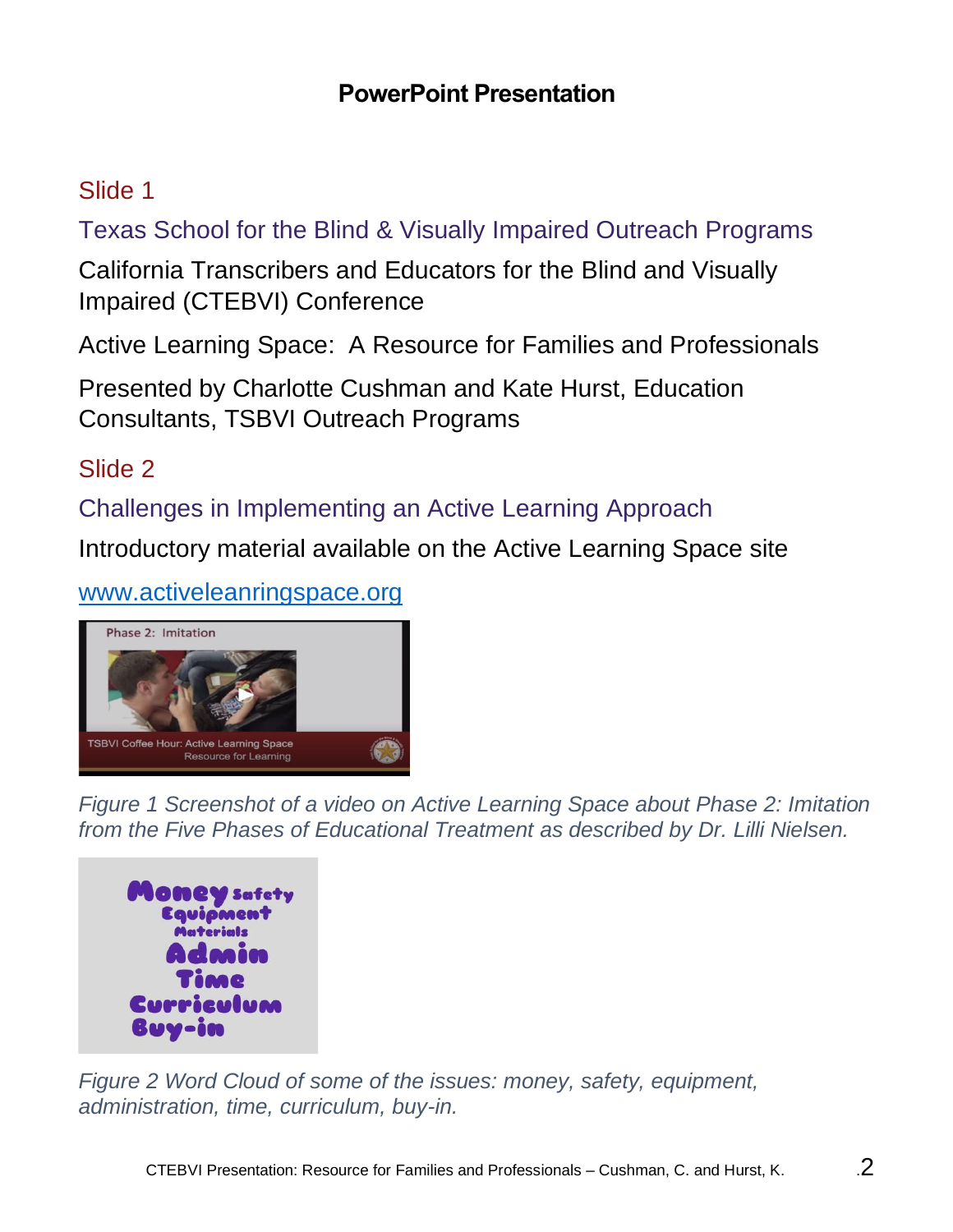## PowerPoint Presentation

### Slide 1

Texas School for the Blind & Visually Impaired Outreach Programs

California Transcribers and Educators for the Blind and Visually Impaired (CTEBVI) Conference

Active Learning Space: A Resource for Families and Professionals

Presented by Charlotte Cushman and Kate Hurst, Education Consultants, TSBVI Outreach Programs

### Slide 2

Challenges in Implementing an Active Learning Approach

Introductory material available on the Active Learning Space site

www.activeleanringspace.org

*Figure 1 Screenshot of a video on Active Learning Space about Phase 2: Imitation from the Five Phases of Educational Treatment as described by Dr. Lilli Nielsen.*

*Figure 2 Word Cloud of some of the issues: money, safety, equipment, administration, time, curriculum, buy-in.*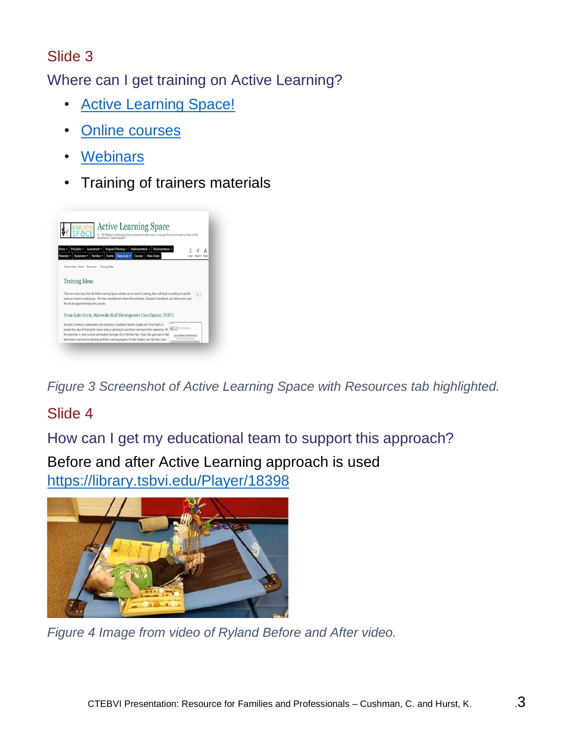## Slide 3

### Where can I get training on Active Learning?

- Active Learning Space!
- Online courses
- Webinars
- Training of trainers materials

*Figure 3 Screenshot of Active Learning Space with Resources tab highlighted.*

## Slide 4

### How can I get my educational team to support this approach?

Before and after Active Learning approach is used
https://library.tsbvi.edu/Player/18398

*Figure 4 Image from video of Ryland Before and After video.*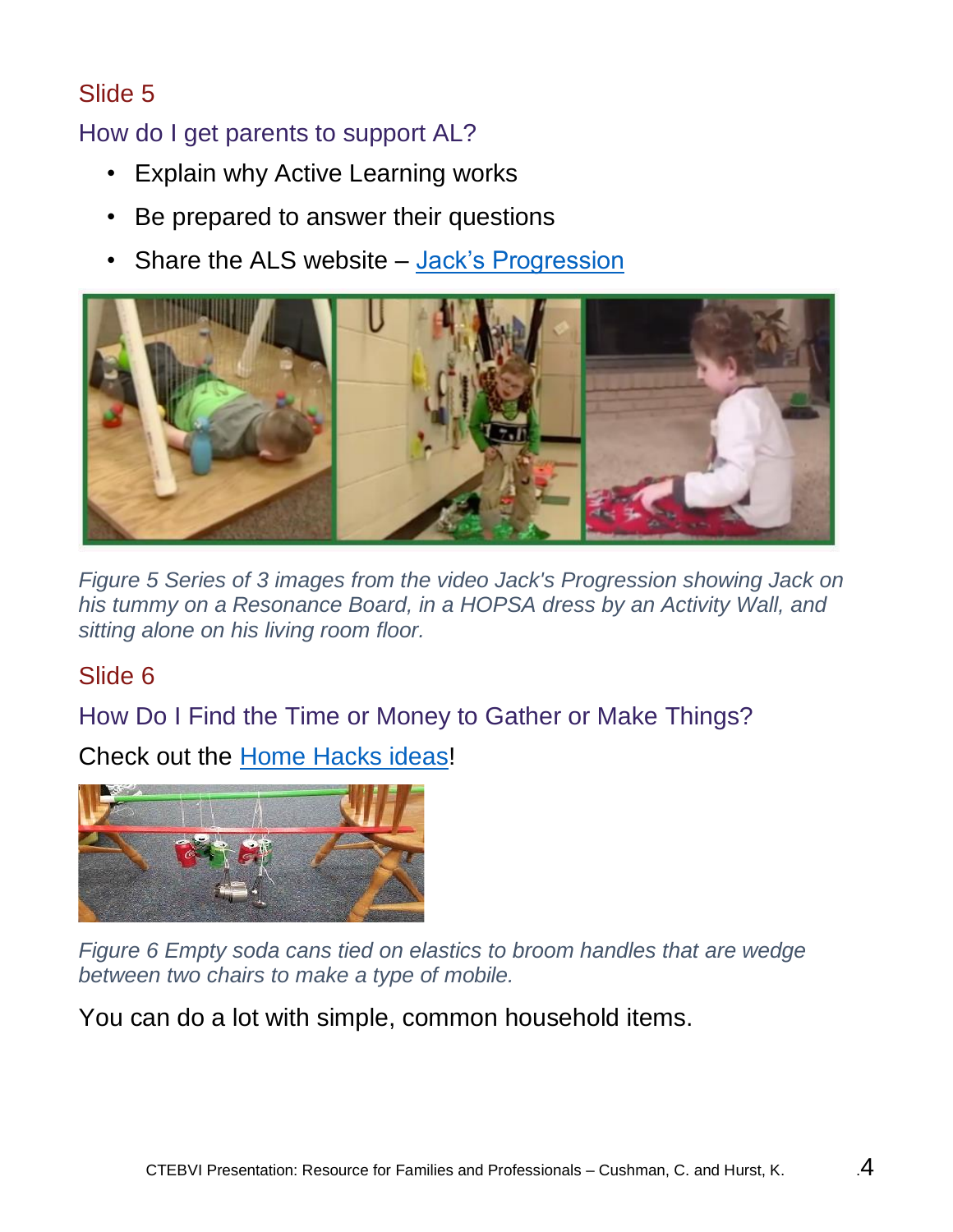## Slide 5

### How do I get parents to support AL?

- Explain why Active Learning works
- Be prepared to answer their questions
- Share the ALS website – Jack's Progression

*Figure 5 Series of 3 images from the video Jack's Progression showing Jack on his tummy on a Resonance Board, in a HOPSA dress by an Activity Wall, and sitting alone on his living room floor.*

## Slide 6

### How Do I Find the Time or Money to Gather or Make Things?

Check out the Home Hacks ideas!

*Figure 6 Empty soda cans tied on elastics to broom handles that are wedge between two chairs to make a type of mobile.*

You can do a lot with simple, common household items.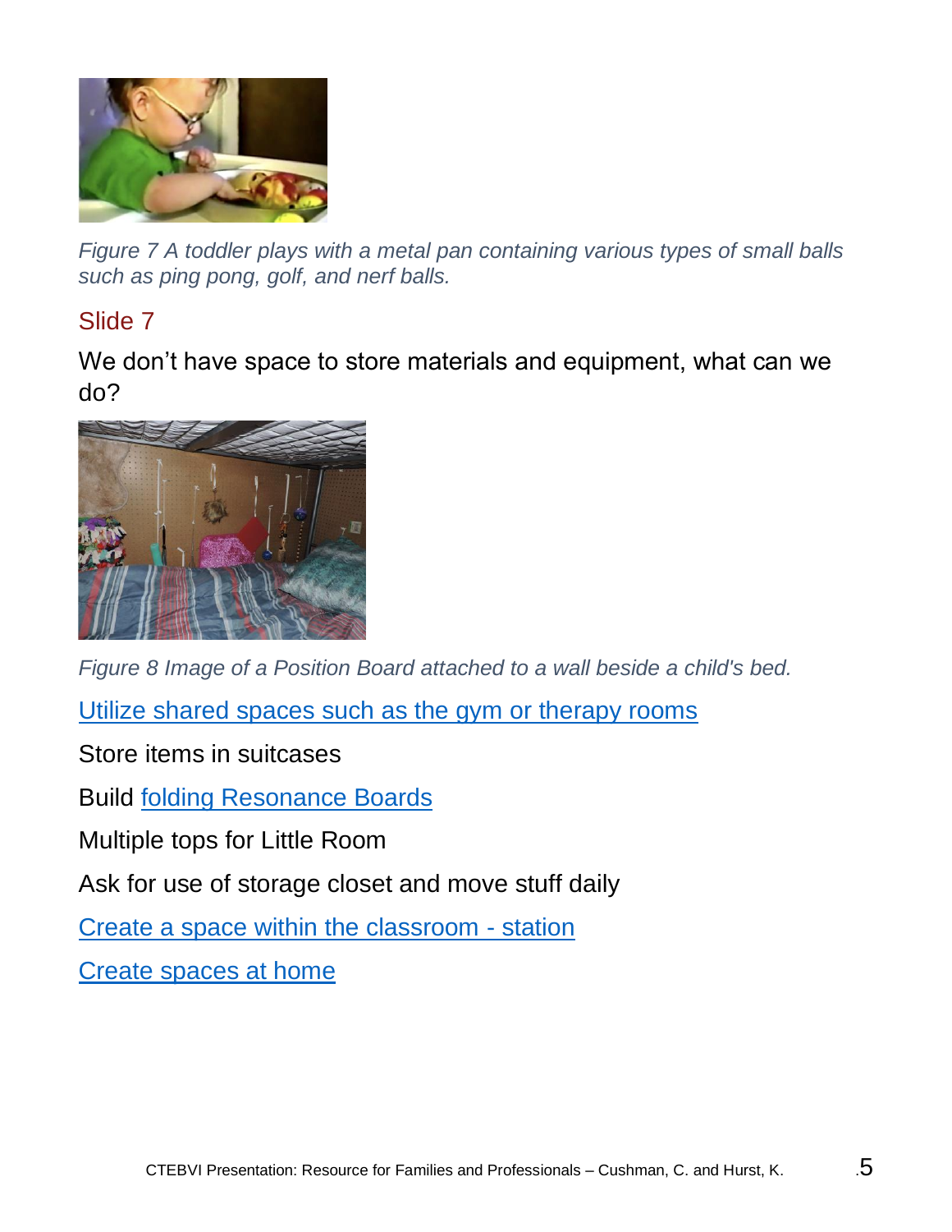*Figure 7 A toddler plays with a metal pan containing various types of small balls such as ping pong, golf, and nerf balls.*

## Slide 7

We don't have space to store materials and equipment, what can we do?

*Figure 8 Image of a Position Board attached to a wall beside a child's bed.*

Utilize shared spaces such as the gym or therapy rooms

Store items in suitcases

Build folding Resonance Boards

Multiple tops for Little Room

Ask for use of storage closet and move stuff daily

Create a space within the classroom - station

Create spaces at home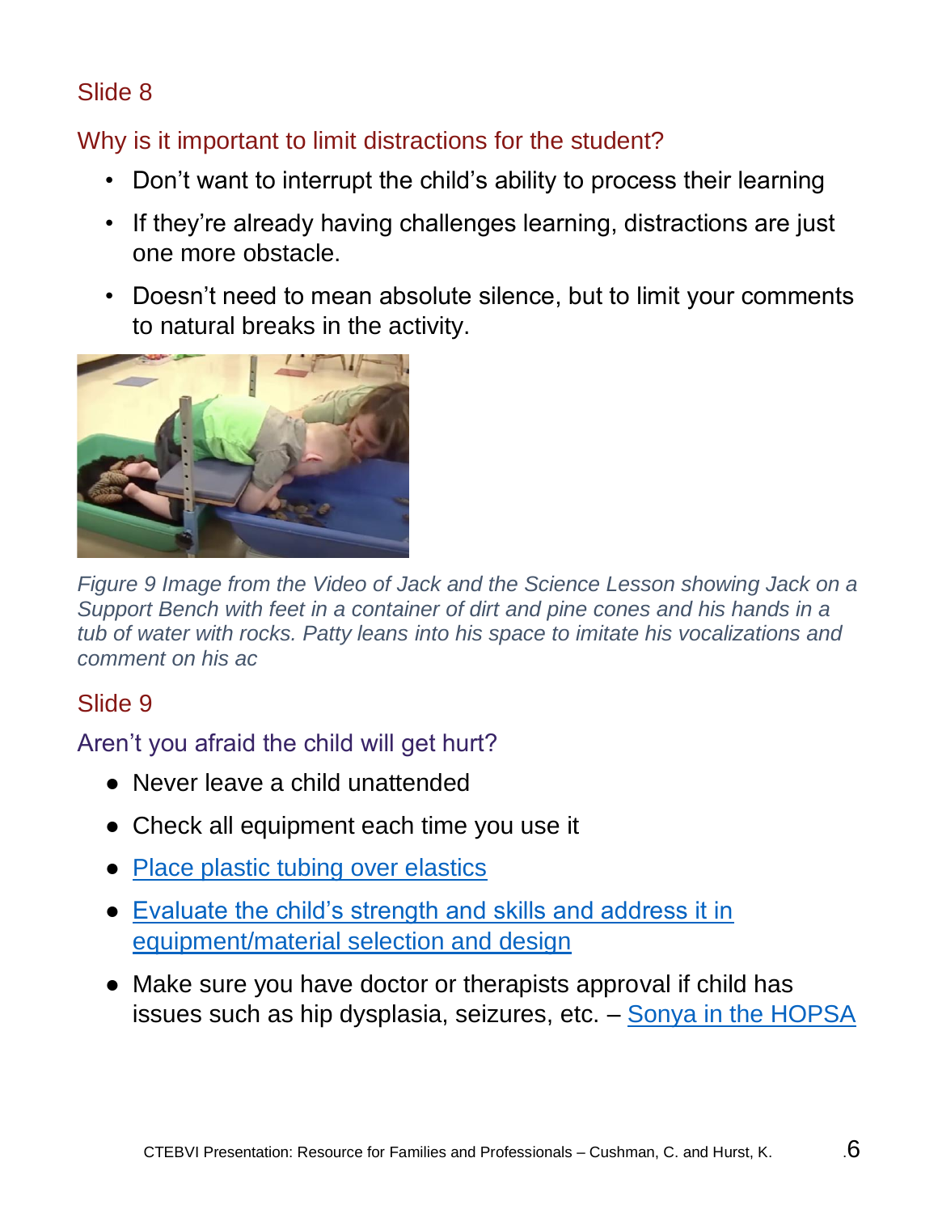## Slide 8

### Why is it important to limit distractions for the student?

- Don't want to interrupt the child's ability to process their learning
- If they're already having challenges learning, distractions are just one more obstacle.
- Doesn't need to mean absolute silence, but to limit your comments to natural breaks in the activity.

*Figure 9 Image from the Video of Jack and the Science Lesson showing Jack on a Support Bench with feet in a container of dirt and pine cones and his hands in a tub of water with rocks. Patty leans into his space to imitate his vocalizations and comment on his ac*

## Slide 9

### Aren't you afraid the child will get hurt?

- Never leave a child unattended
- Check all equipment each time you use it
- Place plastic tubing over elastics
- Evaluate the child's strength and skills and address it in equipment/material selection and design
- Make sure you have doctor or therapists approval if child has issues such as hip dysplasia, seizures, etc. – Sonya in the HOPSA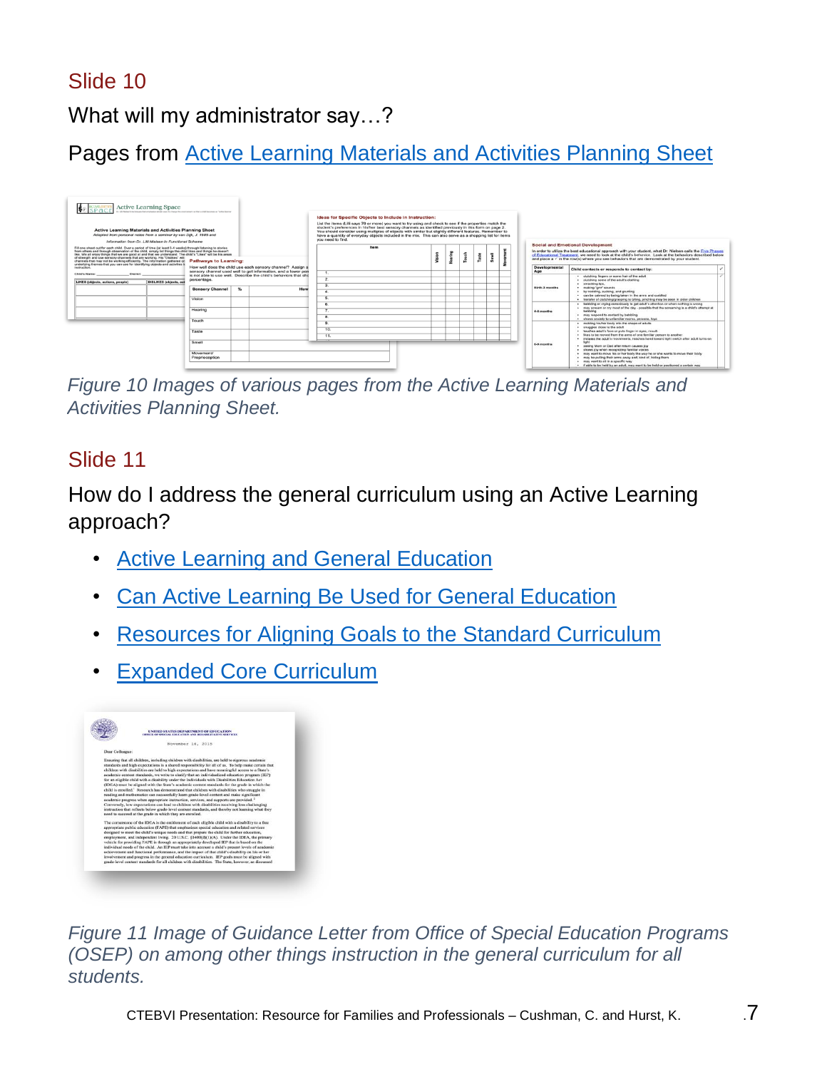## Slide 10

What will my administrator say…?

Pages from [Active Learning Materials and Activities Planning Sheet]

*Figure 10 Images of various pages from the Active Learning Materials and Activities Planning Sheet.*

## Slide 11

How do I address the general curriculum using an Active Learning approach?

- [Active Learning and General Education]
- [Can Active Learning Be Used for General Education]
- [Resources for Aligning Goals to the Standard Curriculum]
- [Expanded Core Curriculum]

*Figure 11 Image of Guidance Letter from Office of Special Education Programs (OSEP) on among other things instruction in the general curriculum for all students.*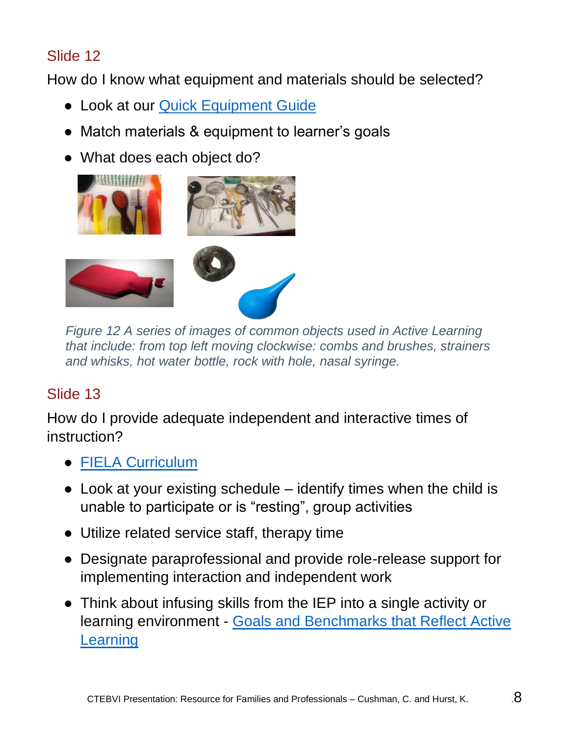## Slide 12

How do I know what equipment and materials should be selected?

- Look at our Quick Equipment Guide
- Match materials & equipment to learner's goals
- What does each object do?

*Figure 12 A series of images of common objects used in Active Learning that include: from top left moving clockwise: combs and brushes, strainers and whisks, hot water bottle, rock with hole, nasal syringe.*

## Slide 13

How do I provide adequate independent and interactive times of instruction?

- FIELA Curriculum
- Look at your existing schedule – identify times when the child is unable to participate or is "resting", group activities
- Utilize related service staff, therapy time
- Designate paraprofessional and provide role-release support for implementing interaction and independent work
- Think about infusing skills from the IEP into a single activity or learning environment - Goals and Benchmarks that Reflect Active Learning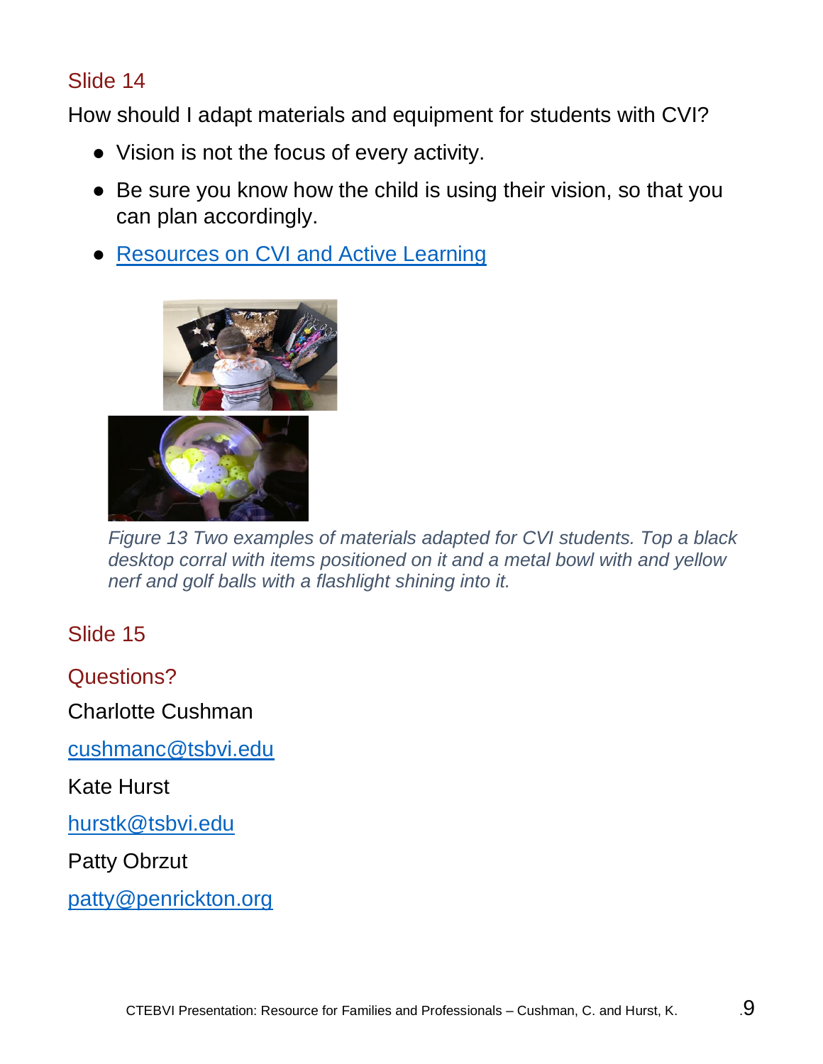## Slide 14

How should I adapt materials and equipment for students with CVI?

- Vision is not the focus of every activity.
- Be sure you know how the child is using their vision, so that you can plan accordingly.
- [Resources on CVI and Active Learning]

*Figure 13 Two examples of materials adapted for CVI students. Top a black desktop corral with items positioned on it and a metal bowl with and yellow nerf and golf balls with a flashlight shining into it.*

## Slide 15

## Questions?

Charlotte Cushman

cushmanc@tsbvi.edu

Kate Hurst

hurstk@tsbvi.edu

Patty Obrzut

patty@penrickton.org